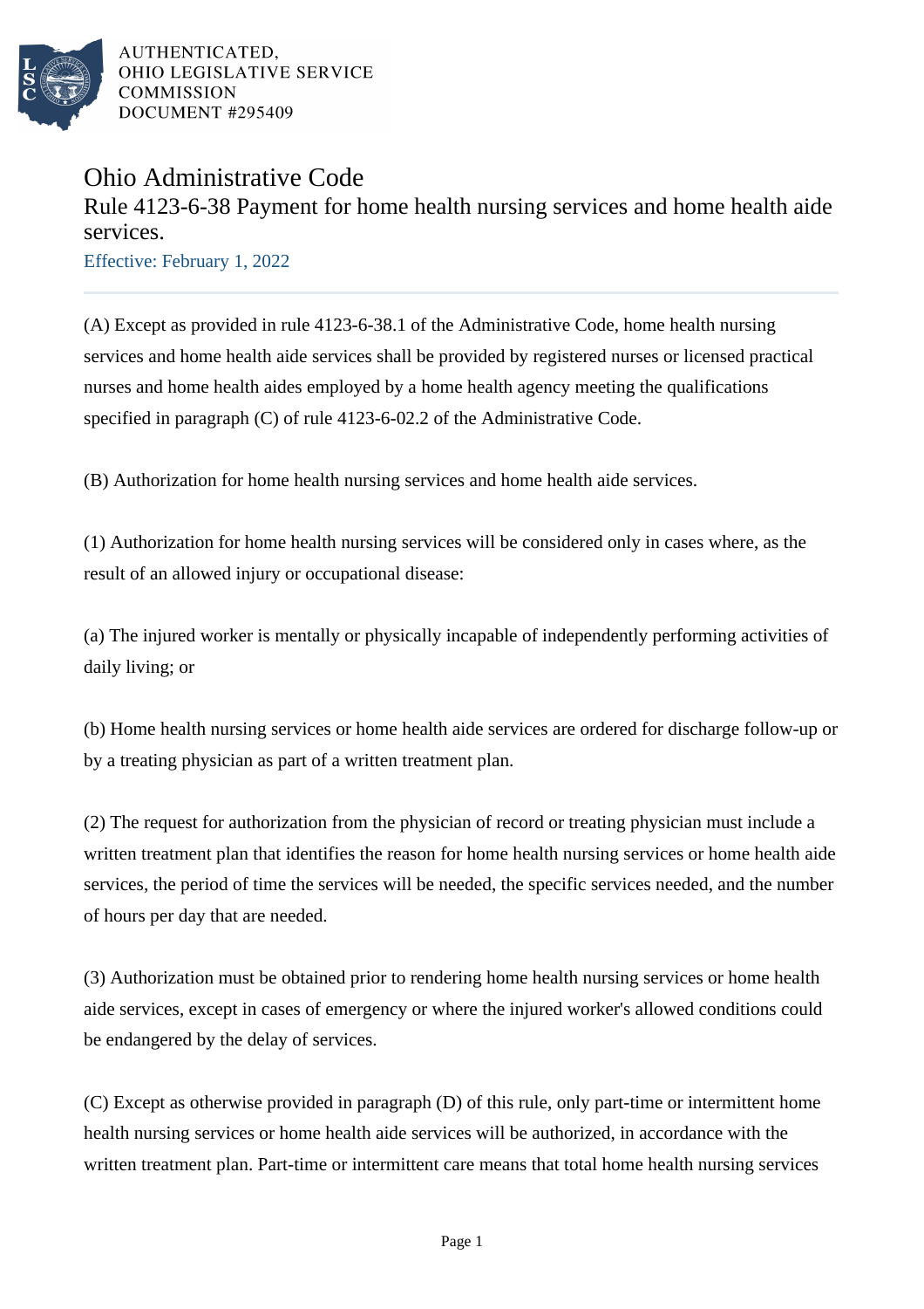AUTHENTICATED,
OHIO LEGISLATIVE SERVICE
COMMISSION
DOCUMENT #295409

# Ohio Administrative Code

## Rule 4123-6-38 Payment for home health nursing services and home health aide services.

Effective: February 1, 2022

(A) Except as provided in rule 4123-6-38.1 of the Administrative Code, home health nursing services and home health aide services shall be provided by registered nurses or licensed practical nurses and home health aides employed by a home health agency meeting the qualifications specified in paragraph (C) of rule 4123-6-02.2 of the Administrative Code.

(B) Authorization for home health nursing services and home health aide services.

(1) Authorization for home health nursing services will be considered only in cases where, as the result of an allowed injury or occupational disease:

(a) The injured worker is mentally or physically incapable of independently performing activities of daily living; or

(b) Home health nursing services or home health aide services are ordered for discharge follow-up or by a treating physician as part of a written treatment plan.

(2) The request for authorization from the physician of record or treating physician must include a written treatment plan that identifies the reason for home health nursing services or home health aide services, the period of time the services will be needed, the specific services needed, and the number of hours per day that are needed.

(3) Authorization must be obtained prior to rendering home health nursing services or home health aide services, except in cases of emergency or where the injured worker's allowed conditions could be endangered by the delay of services.

(C) Except as otherwise provided in paragraph (D) of this rule, only part-time or intermittent home health nursing services or home health aide services will be authorized, in accordance with the written treatment plan. Part-time or intermittent care means that total home health nursing services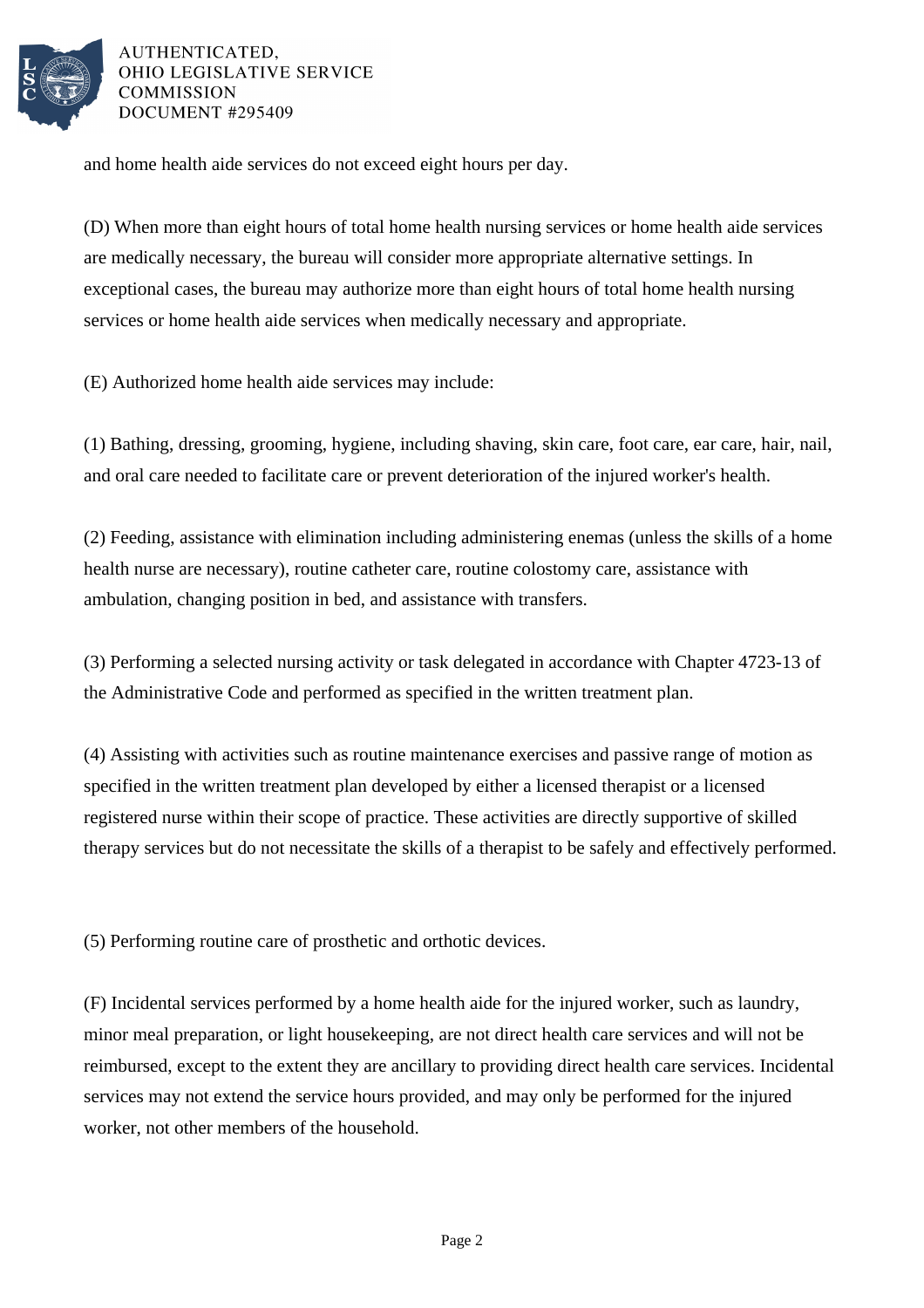and home health aide services do not exceed eight hours per day.

(D) When more than eight hours of total home health nursing services or home health aide services are medically necessary, the bureau will consider more appropriate alternative settings. In exceptional cases, the bureau may authorize more than eight hours of total home health nursing services or home health aide services when medically necessary and appropriate.

(E) Authorized home health aide services may include:

(1) Bathing, dressing, grooming, hygiene, including shaving, skin care, foot care, ear care, hair, nail, and oral care needed to facilitate care or prevent deterioration of the injured worker's health.

(2) Feeding, assistance with elimination including administering enemas (unless the skills of a home health nurse are necessary), routine catheter care, routine colostomy care, assistance with ambulation, changing position in bed, and assistance with transfers.

(3) Performing a selected nursing activity or task delegated in accordance with Chapter 4723-13 of the Administrative Code and performed as specified in the written treatment plan.

(4) Assisting with activities such as routine maintenance exercises and passive range of motion as specified in the written treatment plan developed by either a licensed therapist or a licensed registered nurse within their scope of practice. These activities are directly supportive of skilled therapy services but do not necessitate the skills of a therapist to be safely and effectively performed.

(5) Performing routine care of prosthetic and orthotic devices.

(F) Incidental services performed by a home health aide for the injured worker, such as laundry, minor meal preparation, or light housekeeping, are not direct health care services and will not be reimbursed, except to the extent they are ancillary to providing direct health care services. Incidental services may not extend the service hours provided, and may only be performed for the injured worker, not other members of the household.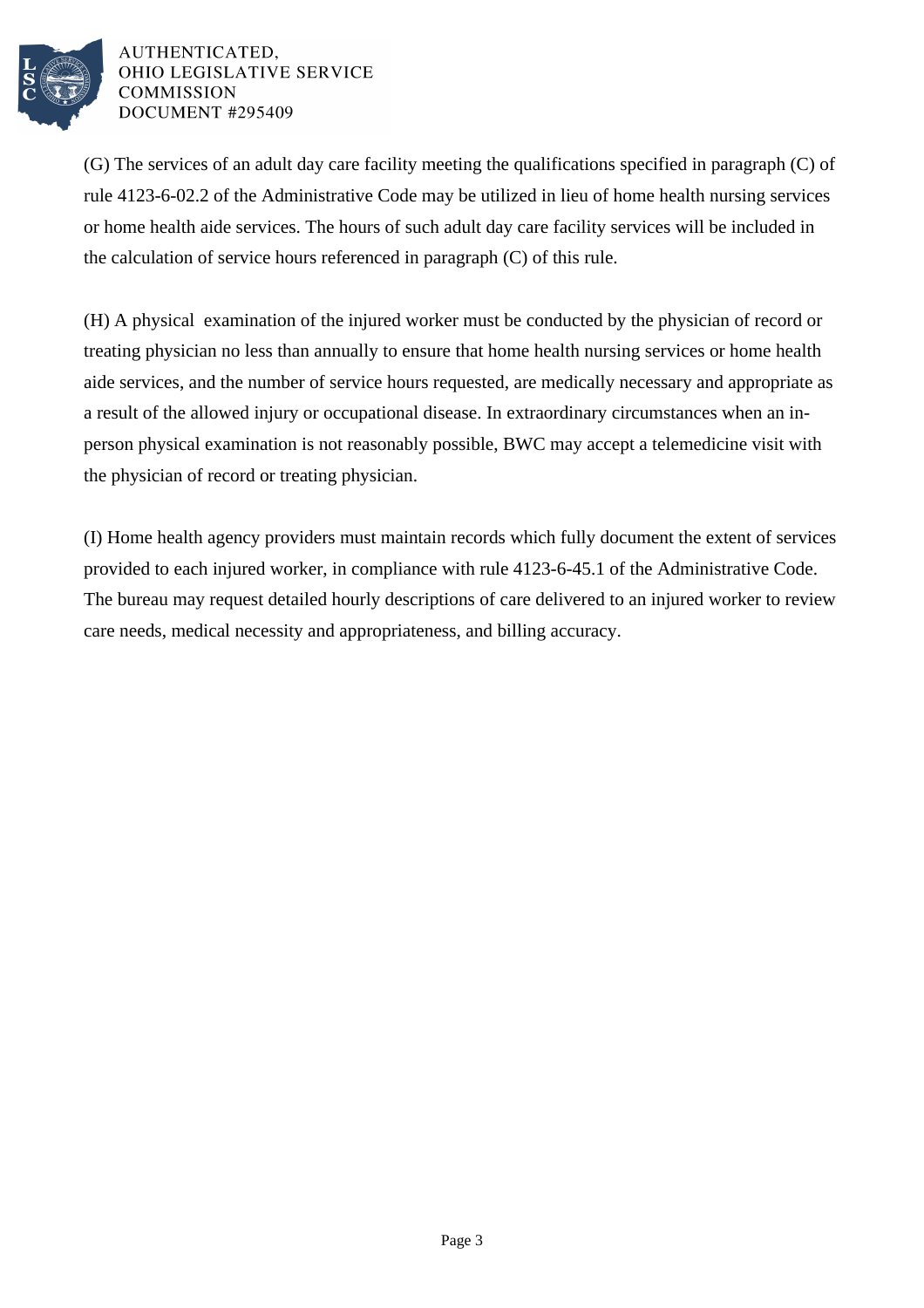(G) The services of an adult day care facility meeting the qualifications specified in paragraph (C) of rule 4123-6-02.2 of the Administrative Code may be utilized in lieu of home health nursing services or home health aide services. The hours of such adult day care facility services will be included in the calculation of service hours referenced in paragraph (C) of this rule.

(H) A physical examination of the injured worker must be conducted by the physician of record or treating physician no less than annually to ensure that home health nursing services or home health aide services, and the number of service hours requested, are medically necessary and appropriate as a result of the allowed injury or occupational disease. In extraordinary circumstances when an in-person physical examination is not reasonably possible, BWC may accept a telemedicine visit with the physician of record or treating physician.

(I) Home health agency providers must maintain records which fully document the extent of services provided to each injured worker, in compliance with rule 4123-6-45.1 of the Administrative Code. The bureau may request detailed hourly descriptions of care delivered to an injured worker to review care needs, medical necessity and appropriateness, and billing accuracy.